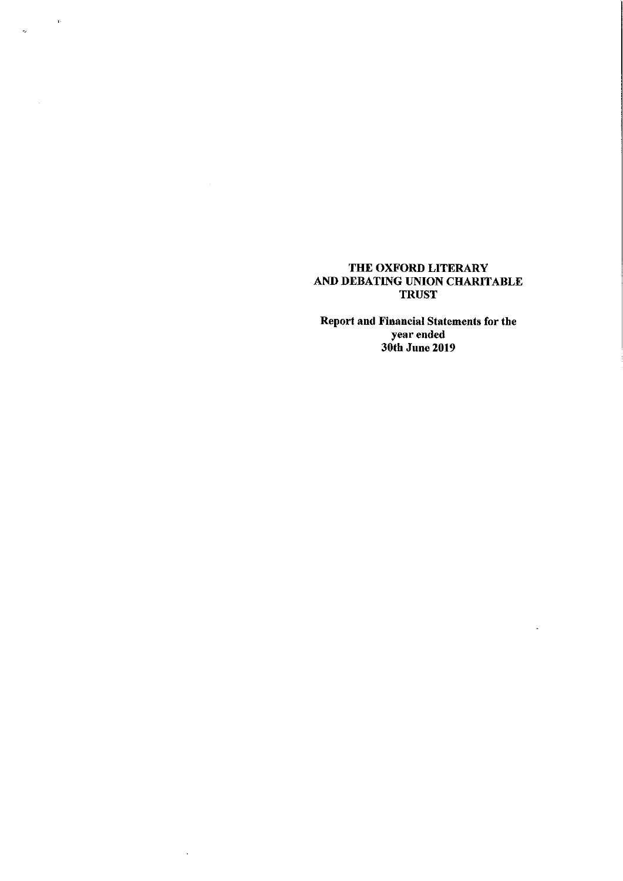# THE OXFORD LITERARY AND DEBATING UNION CHARITABLE TRUST

**Report and Financial Statements for the year ended 30th June 2019**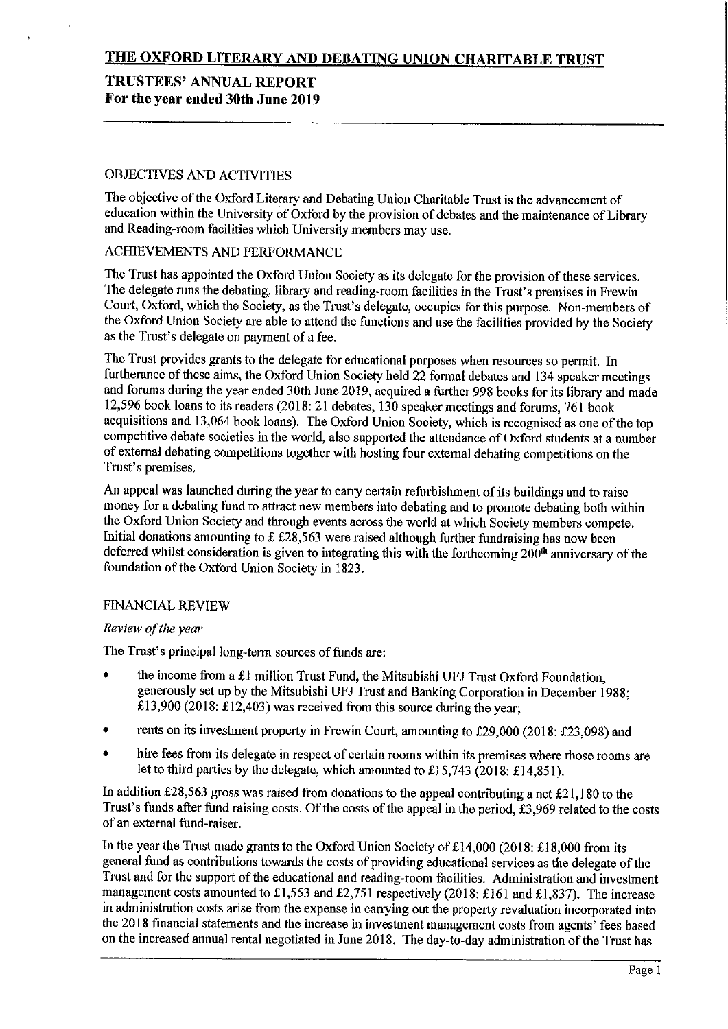# THE OXFORD LITERARY AND DEBATING UNION CHARITABLE TRUST

## TRUSTEES' ANNUAL REPORT
**For the year ended 30th June 2019**

---

OBJECTIVES AND ACTIVITIES

The objective of the Oxford Literary and Debating Union Charitable Trust is the advancement of education within the University of Oxford by the provision of debates and the maintenance of Library and Reading-room facilities which University members may use.

ACHIEVEMENTS AND PERFORMANCE

The Trust has appointed the Oxford Union Society as its delegate for the provision of these services. The delegate runs the debating, library and reading-room facilities in the Trust's premises in Frewin Court, Oxford, which the Society, as the Trust's delegate, occupies for this purpose. Non-members of the Oxford Union Society are able to attend the functions and use the facilities provided by the Society as the Trust's delegate on payment of a fee.

The Trust provides grants to the delegate for educational purposes when resources so permit. In furtherance of these aims, the Oxford Union Society held 22 formal debates and 134 speaker meetings and forums during the year ended 30th June 2019, acquired a further 998 books for its library and made 12,596 book loans to its readers (2018: 21 debates, 130 speaker meetings and forums, 761 book acquisitions and 13,064 book loans). The Oxford Union Society, which is recognised as one of the top competitive debate societies in the world, also supported the attendance of Oxford students at a number of external debating competitions together with hosting four external debating competitions on the Trust's premises.

An appeal was launched during the year to carry certain refurbishment of its buildings and to raise money for a debating fund to attract new members into debating and to promote debating both within the Oxford Union Society and through events across the world at which Society members compete. Initial donations amounting to £ £28,563 were raised although further fundraising has now been deferred whilst consideration is given to integrating this with the forthcoming 200th anniversary of the foundation of the Oxford Union Society in 1823.

FINANCIAL REVIEW

*Review of the year*

The Trust's principal long-term sources of funds are:

- the income from a £1 million Trust Fund, the Mitsubishi UFJ Trust Oxford Foundation, generously set up by the Mitsubishi UFJ Trust and Banking Corporation in December 1988; £13,900 (2018: £12,403) was received from this source during the year;
- rents on its investment property in Frewin Court, amounting to £29,000 (2018: £23,098) and
- hire fees from its delegate in respect of certain rooms within its premises where those rooms are let to third parties by the delegate, which amounted to £15,743 (2018: £14,851).

In addition £28,563 gross was raised from donations to the appeal contributing a net £21,180 to the Trust's funds after fund raising costs. Of the costs of the appeal in the period, £3,969 related to the costs of an external fund-raiser.

In the year the Trust made grants to the Oxford Union Society of £14,000 (2018: £18,000 from its general fund as contributions towards the costs of providing educational services as the delegate of the Trust and for the support of the educational and reading-room facilities. Administration and investment management costs amounted to £1,553 and £2,751 respectively (2018: £161 and £1,837). The increase in administration costs arise from the expense in carrying out the property revaluation incorporated into the 2018 financial statements and the increase in investment management costs from agents' fees based on the increased annual rental negotiated in June 2018. The day-to-day administration of the Trust has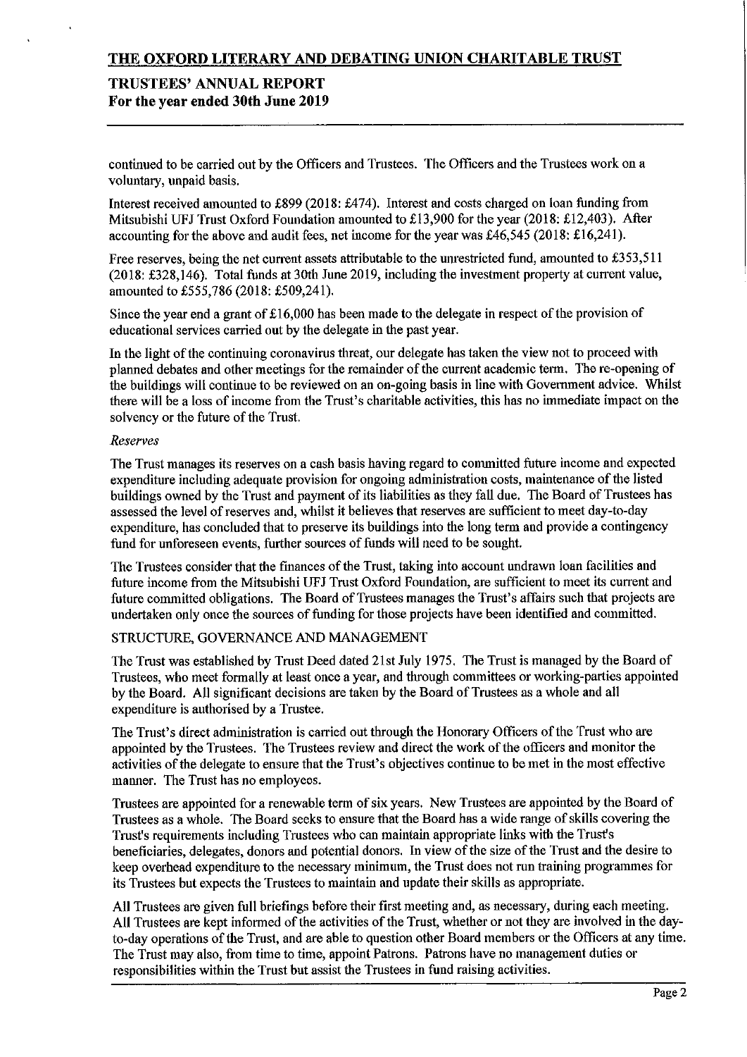continued to be carried out by the Officers and Trustees. The Officers and the Trustees work on a voluntary, unpaid basis.

Interest received amounted to £899 (2018: £474). Interest and costs charged on loan funding from Mitsubishi UFJ Trust Oxford Foundation amounted to £13,900 for the year (2018: £12,403). After accounting for the above and audit fees, net income for the year was £46,545 (2018: £16,241).

Free reserves, being the net current assets attributable to the unrestricted fund, amounted to £353,511 (2018: £328,146). Total funds at 30th June 2019, including the investment property at current value, amounted to £555,786 (2018: £509,241).

Since the year end a grant of £16,000 has been made to the delegate in respect of the provision of educational services carried out by the delegate in the past year.

In the light of the continuing coronavirus threat, our delegate has taken the view not to proceed with planned debates and other meetings for the remainder of the current academic term. The re-opening of the buildings will continue to be reviewed on an on-going basis in line with Government advice. Whilst there will be a loss of income from the Trust's charitable activities, this has no immediate impact on the solvency or the future of the Trust.

*Reserves*

The Trust manages its reserves on a cash basis having regard to committed future income and expected expenditure including adequate provision for ongoing administration costs, maintenance of the listed buildings owned by the Trust and payment of its liabilities as they fall due. The Board of Trustees has assessed the level of reserves and, whilst it believes that reserves are sufficient to meet day-to-day expenditure, has concluded that to preserve its buildings into the long term and provide a contingency fund for unforeseen events, further sources of funds will need to be sought.

The Trustees consider that the finances of the Trust, taking into account undrawn loan facilities and future income from the Mitsubishi UFJ Trust Oxford Foundation, are sufficient to meet its current and future committed obligations. The Board of Trustees manages the Trust's affairs such that projects are undertaken only once the sources of funding for those projects have been identified and committed.

## STRUCTURE, GOVERNANCE AND MANAGEMENT

The Trust was established by Trust Deed dated 21st July 1975. The Trust is managed by the Board of Trustees, who meet formally at least once a year, and through committees or working-parties appointed by the Board. All significant decisions are taken by the Board of Trustees as a whole and all expenditure is authorised by a Trustee.

The Trust's direct administration is carried out through the Honorary Officers of the Trust who are appointed by the Trustees. The Trustees review and direct the work of the officers and monitor the activities of the delegate to ensure that the Trust's objectives continue to be met in the most effective manner. The Trust has no employees.

Trustees are appointed for a renewable term of six years. New Trustees are appointed by the Board of Trustees as a whole. The Board seeks to ensure that the Board has a wide range of skills covering the Trust's requirements including Trustees who can maintain appropriate links with the Trust's beneficiaries, delegates, donors and potential donors. In view of the size of the Trust and the desire to keep overhead expenditure to the necessary minimum, the Trust does not run training programmes for its Trustees but expects the Trustees to maintain and update their skills as appropriate.

All Trustees are given full briefings before their first meeting and, as necessary, during each meeting. All Trustees are kept informed of the activities of the Trust, whether or not they are involved in the day-to-day operations of the Trust, and are able to question other Board members or the Officers at any time. The Trust may also, from time to time, appoint Patrons. Patrons have no management duties or responsibilities within the Trust but assist the Trustees in fund raising activities.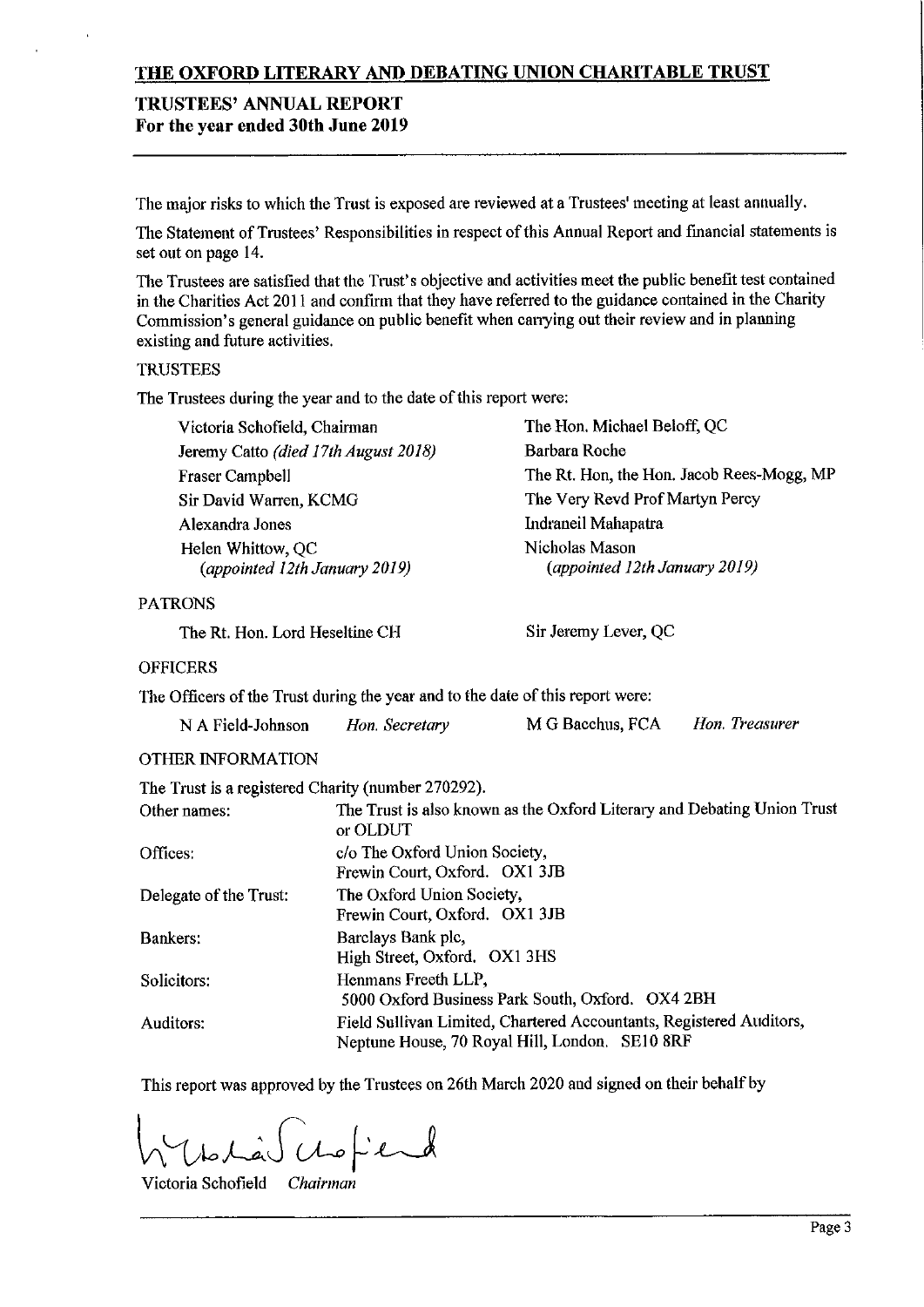The major risks to which the Trust is exposed are reviewed at a Trustees' meeting at least annually.

The Statement of Trustees' Responsibilities in respect of this Annual Report and financial statements is set out on page 14.

The Trustees are satisfied that the Trust's objective and activities meet the public benefit test contained in the Charities Act 2011 and confirm that they have referred to the guidance contained in the Charity Commission's general guidance on public benefit when carrying out their review and in planning existing and future activities.

TRUSTEES

The Trustees during the year and to the date of this report were:

Victoria Schofield, Chairman
Jeremy Catto *(died 17th August 2018)*
Fraser Campbell
Sir David Warren, KCMG
Alexandra Jones
Helen Whittow, QC *(appointed 12th January 2019)*
The Hon. Michael Beloff, QC
Barbara Roche
The Rt. Hon, the Hon. Jacob Rees-Mogg, MP
The Very Revd Prof Martyn Percy
Indraneil Mahapatra
Nicholas Mason *(appointed 12th January 2019)*

PATRONS

The Rt. Hon. Lord Heseltine CH
Sir Jeremy Lever, QC

OFFICERS

The Officers of the Trust during the year and to the date of this report were:

N A Field-Johnson *Hon. Secretary*
M G Bacchus, FCA *Hon. Treasurer*

OTHER INFORMATION

The Trust is a registered Charity (number 270292).

| | |
|---|---|
| Other names: | The Trust is also known as the Oxford Literary and Debating Union Trust or OLDUT |
| Offices: | c/o The Oxford Union Society, Frewin Court, Oxford. OX1 3JB |
| Delegate of the Trust: | The Oxford Union Society, Frewin Court, Oxford. OX1 3JB |
| Bankers: | Barclays Bank plc, High Street, Oxford. OX1 3HS |
| Solicitors: | Henmans Freeth LLP, 5000 Oxford Business Park South, Oxford. OX4 2BH |
| Auditors: | Field Sullivan Limited, Chartered Accountants, Registered Auditors, Neptune House, 70 Royal Hill, London. SE10 8RF |

This report was approved by the Trustees on 26th March 2020 and signed on their behalf by

Victoria Schofield *Chairman*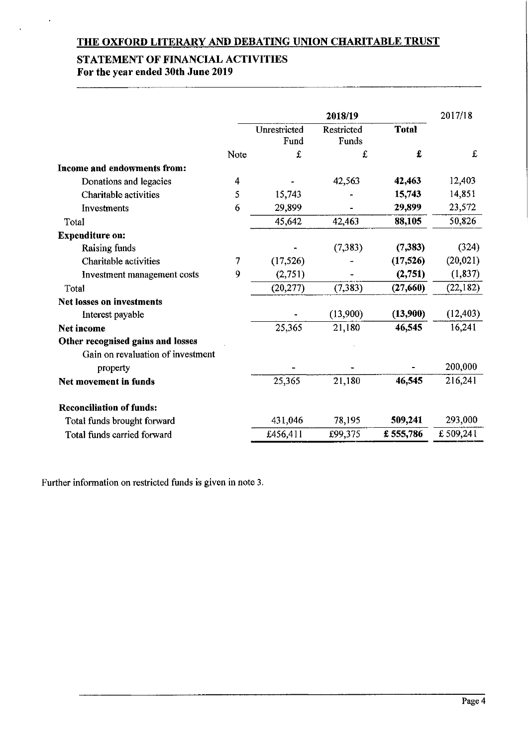# THE OXFORD LITERARY AND DEBATING UNION CHARITABLE TRUST

## STATEMENT OF FINANCIAL ACTIVITIES
**For the year ended 30th June 2019**

| | | 2018/19 | | | 2017/18 |
|---|---|---|---|---|---|
| | | Unrestricted Fund | Restricted Funds | **Total** | |
| | Note | £ | £ | **£** | £ |
| **Income and endowments from:** | | | | | |
| Donations and legacies | 4 | - | 42,563 | **42,463** | 12,403 |
| Charitable activities | 5 | 15,743 | - | **15,743** | 14,851 |
| Investments | 6 | 29,899 | - | **29,899** | 23,572 |
| Total | | 45,642 | 42,463 | **88,105** | 50,826 |
| **Expenditure on:** | | | | | |
| Raising funds | | - | (7,383) | **(7,383)** | (324) |
| Charitable activities | 7 | (17,526) | - | **(17,526)** | (20,021) |
| Investment management costs | 9 | (2,751) | - | **(2,751)** | (1,837) |
| Total | | (20,277) | (7,383) | **(27,660)** | (22,182) |
| **Net losses on investments** | | | | | |
| Interest payable | | - | (13,900) | **(13,900)** | (12,403) |
| **Net income** | | 25,365 | 21,180 | **46,545** | 16,241 |
| **Other recognised gains and losses** | | | | | |
| Gain on revaluation of investment property | | - | - | - | 200,000 |
| **Net movement in funds** | | 25,365 | 21,180 | **46,545** | 216,241 |
| | | | | | |
| **Reconciliation of funds:** | | | | | |
| Total funds brought forward | | 431,046 | 78,195 | **509,241** | 293,000 |
| Total funds carried forward | | £456,411 | £99,375 | **£ 555,786** | £ 509,241 |

Further information on restricted funds is given in note 3.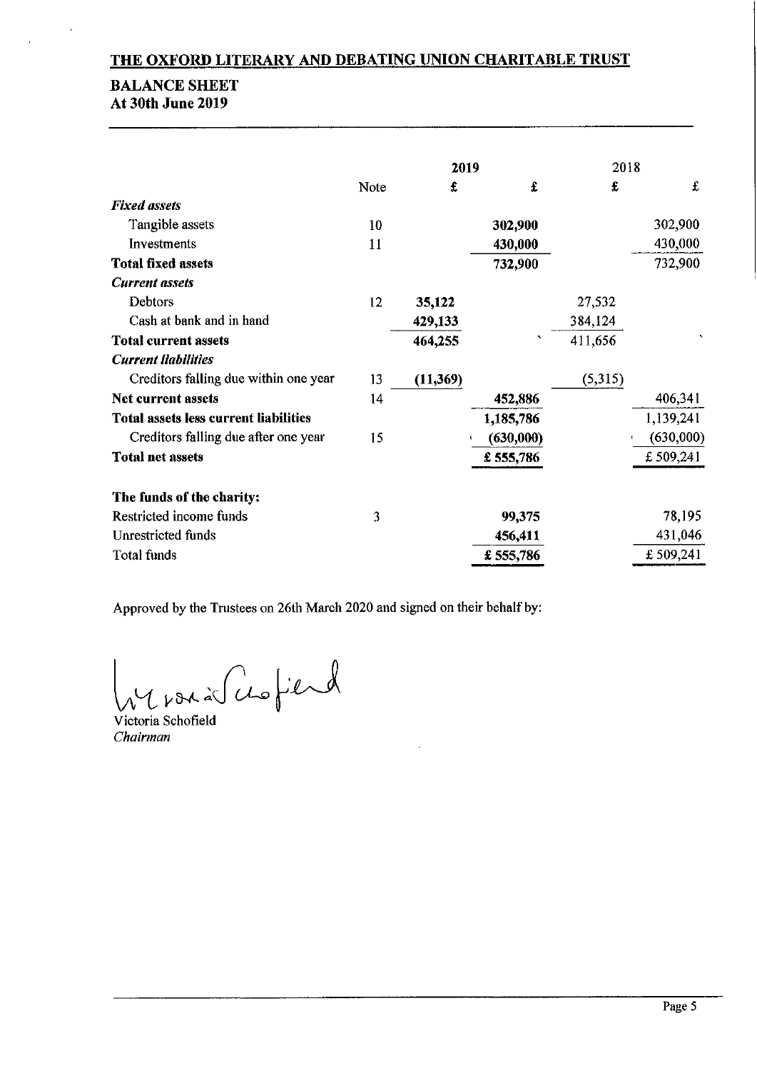# THE OXFORD LITERARY AND DEBATING UNION CHARITABLE TRUST

## BALANCE SHEET
**At 30th June 2019**

| | | 2019 | | 2018 | |
|---|---|---|---|---|---|
| | Note | £ | £ | £ | £ |
| ***Fixed assets*** | | | | | |
| Tangible assets | 10 | | **302,900** | | 302,900 |
| Investments | 11 | | **430,000** | | 430,000 |
| **Total fixed assets** | | | **732,900** | | 732,900 |
| ***Current assets*** | | | | | |
| Debtors | 12 | **35,122** | | 27,532 | |
| Cash at bank and in hand | | **429,133** | | 384,124 | |
| **Total current assets** | | **464,255** | | 411,656 | |
| ***Current liabilities*** | | | | | |
| Creditors falling due within one year | 13 | **(11,369)** | | (5,315) | |
| **Net current assets** | 14 | | **452,886** | | 406,341 |
| **Total assets less current liabilities** | | | **1,185,786** | | 1,139,241 |
| Creditors falling due after one year | 15 | | **(630,000)** | | (630,000) |
| **Total net assets** | | | **£ 555,786** | | £ 509,241 |
| | | | | | |
| **The funds of the charity:** | | | | | |
| Restricted income funds | 3 | | **99,375** | | 78,195 |
| Unrestricted funds | | | **456,411** | | 431,046 |
| Total funds | | | **£ 555,786** | | £ 509,241 |

Approved by the Trustees on 26th March 2020 and signed on their behalf by:

Victoria Schofield
*Chairman*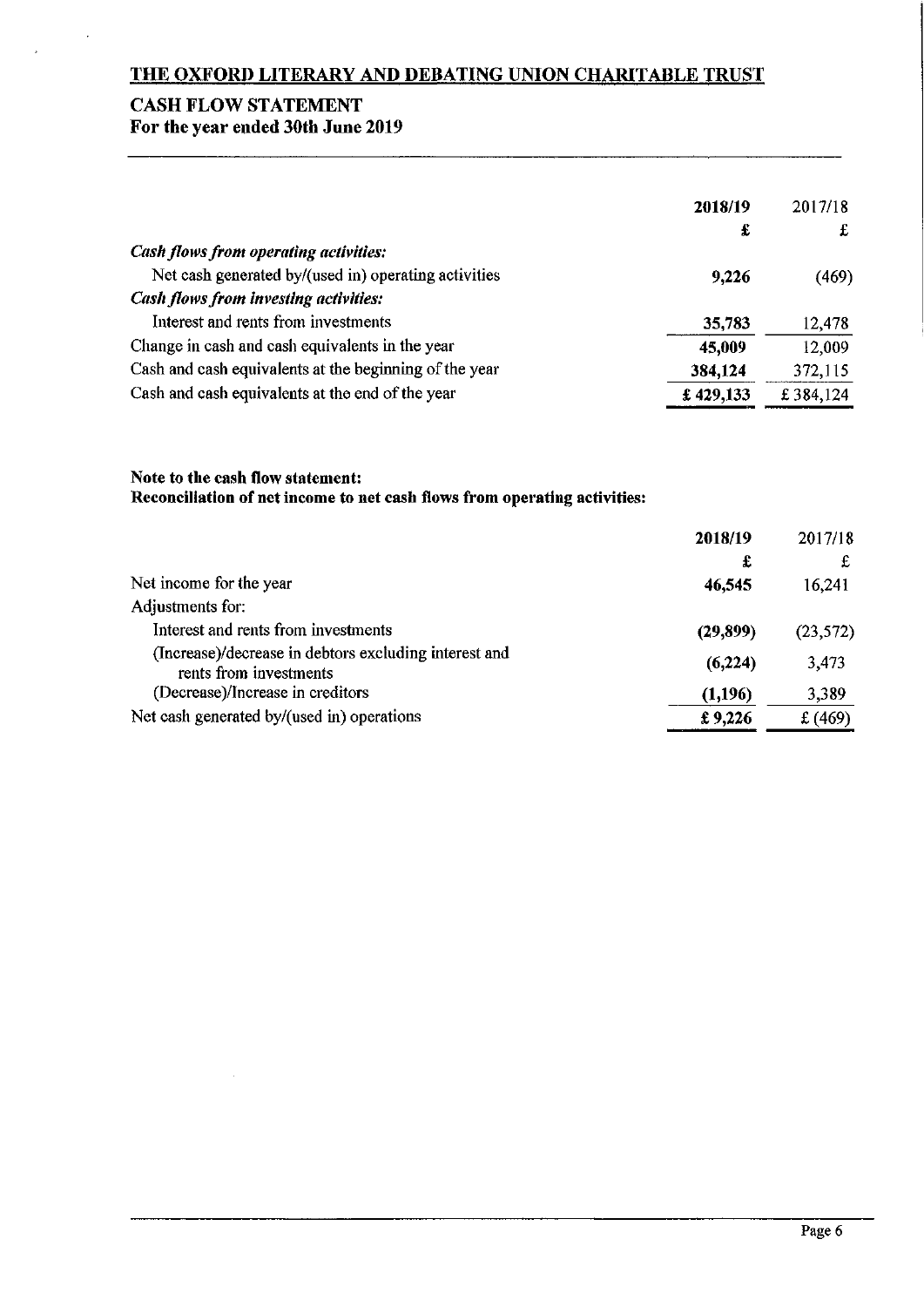# THE OXFORD LITERARY AND DEBATING UNION CHARITABLE TRUST

## CASH FLOW STATEMENT
**For the year ended 30th June 2019**

| | 2018/19 | 2017/18 |
|---|---|---|
| | £ | £ |
| ***Cash flows from operating activities:*** | | |
| Net cash generated by/(used in) operating activities | 9,226 | (469) |
| ***Cash flows from investing activities:*** | | |
| Interest and rents from investments | 35,783 | 12,478 |
| Change in cash and cash equivalents in the year | 45,009 | 12,009 |
| Cash and cash equivalents at the beginning of the year | 384,124 | 372,115 |
| Cash and cash equivalents at the end of the year | £ 429,133 | £ 384,124 |

**Note to the cash flow statement:**
**Reconciliation of net income to net cash flows from operating activities:**

| | 2018/19 | 2017/18 |
|---|---|---|
| | £ | £ |
| Net income for the year | 46,545 | 16,241 |
| Adjustments for: | | |
| Interest and rents from investments | (29,899) | (23,572) |
| (Increase)/decrease in debtors excluding interest and rents from investments | (6,224) | 3,473 |
| (Decrease)/Increase in creditors | (1,196) | 3,389 |
| Net cash generated by/(used in) operations | £ 9,226 | £ (469) |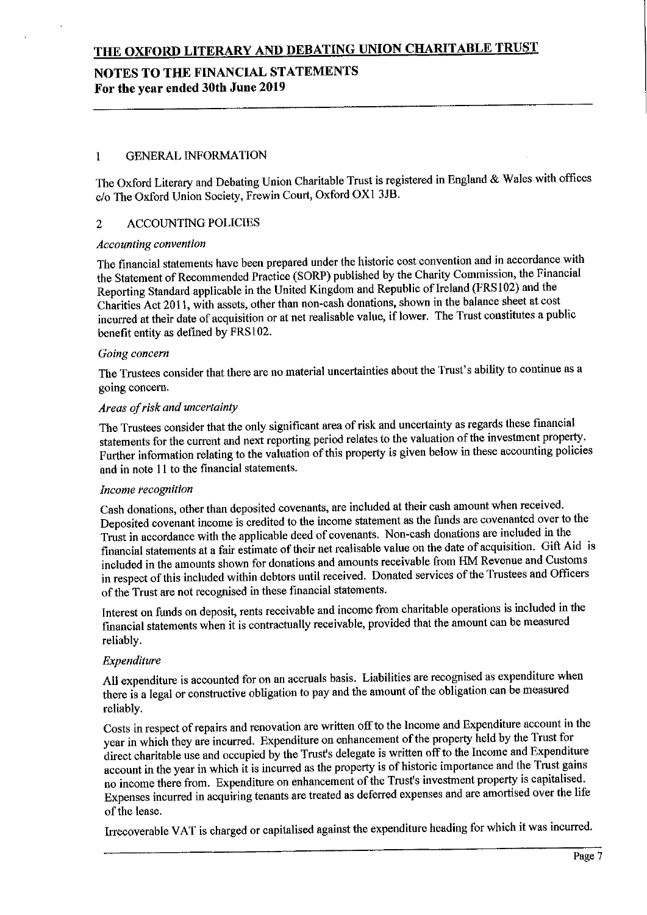# THE OXFORD LITERARY AND DEBATING UNION CHARITABLE TRUST

## NOTES TO THE FINANCIAL STATEMENTS
**For the year ended 30th June 2019**

### 1 GENERAL INFORMATION

The Oxford Literary and Debating Union Charitable Trust is registered in England & Wales with offices c/o The Oxford Union Society, Frewin Court, Oxford OX1 3JB.

### 2 ACCOUNTING POLICIES

*Accounting convention*

The financial statements have been prepared under the historic cost convention and in accordance with the Statement of Recommended Practice (SORP) published by the Charity Commission, the Financial Reporting Standard applicable in the United Kingdom and Republic of Ireland (FRS102) and the Charities Act 2011, with assets, other than non-cash donations, shown in the balance sheet at cost incurred at their date of acquisition or at net realisable value, if lower. The Trust constitutes a public benefit entity as defined by FRS102.

*Going concern*

The Trustees consider that there are no material uncertainties about the Trust's ability to continue as a going concern.

*Areas of risk and uncertainty*

The Trustees consider that the only significant area of risk and uncertainty as regards these financial statements for the current and next reporting period relates to the valuation of the investment property. Further information relating to the valuation of this property is given below in these accounting policies and in note 11 to the financial statements.

*Income recognition*

Cash donations, other than deposited covenants, are included at their cash amount when received. Deposited covenant income is credited to the income statement as the funds are covenanted over to the Trust in accordance with the applicable deed of covenants. Non-cash donations are included in the financial statements at a fair estimate of their net realisable value on the date of acquisition. Gift Aid is included in the amounts shown for donations and amounts receivable from HM Revenue and Customs in respect of this included within debtors until received. Donated services of the Trustees and Officers of the Trust are not recognised in these financial statements.

Interest on funds on deposit, rents receivable and income from charitable operations is included in the financial statements when it is contractually receivable, provided that the amount can be measured reliably.

*Expenditure*

All expenditure is accounted for on an accruals basis. Liabilities are recognised as expenditure when there is a legal or constructive obligation to pay and the amount of the obligation can be measured reliably.

Costs in respect of repairs and renovation are written off to the Income and Expenditure account in the year in which they are incurred. Expenditure on enhancement of the property held by the Trust for direct charitable use and occupied by the Trust's delegate is written off to the Income and Expenditure account in the year in which it is incurred as the property is of historic importance and the Trust gains no income there from. Expenditure on enhancement of the Trust's investment property is capitalised. Expenses incurred in acquiring tenants are treated as deferred expenses and are amortised over the life of the lease.

Irrecoverable VAT is charged or capitalised against the expenditure heading for which it was incurred.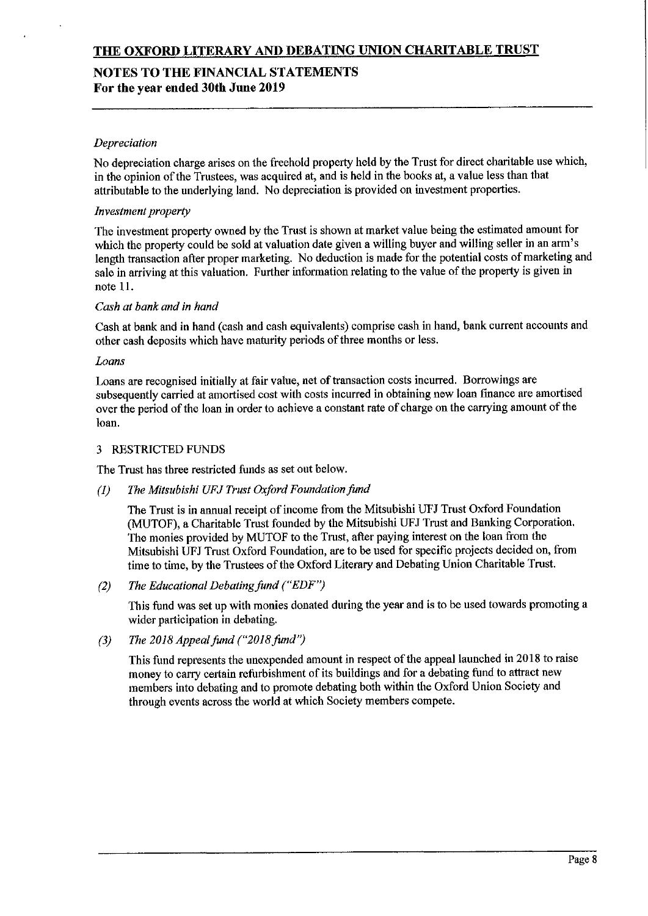*Depreciation*

No depreciation charge arises on the freehold property held by the Trust for direct charitable use which, in the opinion of the Trustees, was acquired at, and is held in the books at, a value less than that attributable to the underlying land. No depreciation is provided on investment properties.

*Investment property*

The investment property owned by the Trust is shown at market value being the estimated amount for which the property could be sold at valuation date given a willing buyer and willing seller in an arm's length transaction after proper marketing. No deduction is made for the potential costs of marketing and sale in arriving at this valuation. Further information relating to the value of the property is given in note 11.

*Cash at bank and in hand*

Cash at bank and in hand (cash and cash equivalents) comprise cash in hand, bank current accounts and other cash deposits which have maturity periods of three months or less.

*Loans*

Loans are recognised initially at fair value, net of transaction costs incurred. Borrowings are subsequently carried at amortised cost with costs incurred in obtaining new loan finance are amortised over the period of the loan in order to achieve a constant rate of charge on the carrying amount of the loan.

## 3 RESTRICTED FUNDS

The Trust has three restricted funds as set out below.

*(1) The Mitsubishi UFJ Trust Oxford Foundation fund*

The Trust is in annual receipt of income from the Mitsubishi UFJ Trust Oxford Foundation (MUTOF), a Charitable Trust founded by the Mitsubishi UFJ Trust and Banking Corporation. The monies provided by MUTOF to the Trust, after paying interest on the loan from the Mitsubishi UFJ Trust Oxford Foundation, are to be used for specific projects decided on, from time to time, by the Trustees of the Oxford Literary and Debating Union Charitable Trust.

*(2) The Educational Debating fund ("EDF")*

This fund was set up with monies donated during the year and is to be used towards promoting a wider participation in debating.

*(3) The 2018 Appeal fund ("2018 fund")*

This fund represents the unexpended amount in respect of the appeal launched in 2018 to raise money to carry certain refurbishment of its buildings and for a debating fund to attract new members into debating and to promote debating both within the Oxford Union Society and through events across the world at which Society members compete.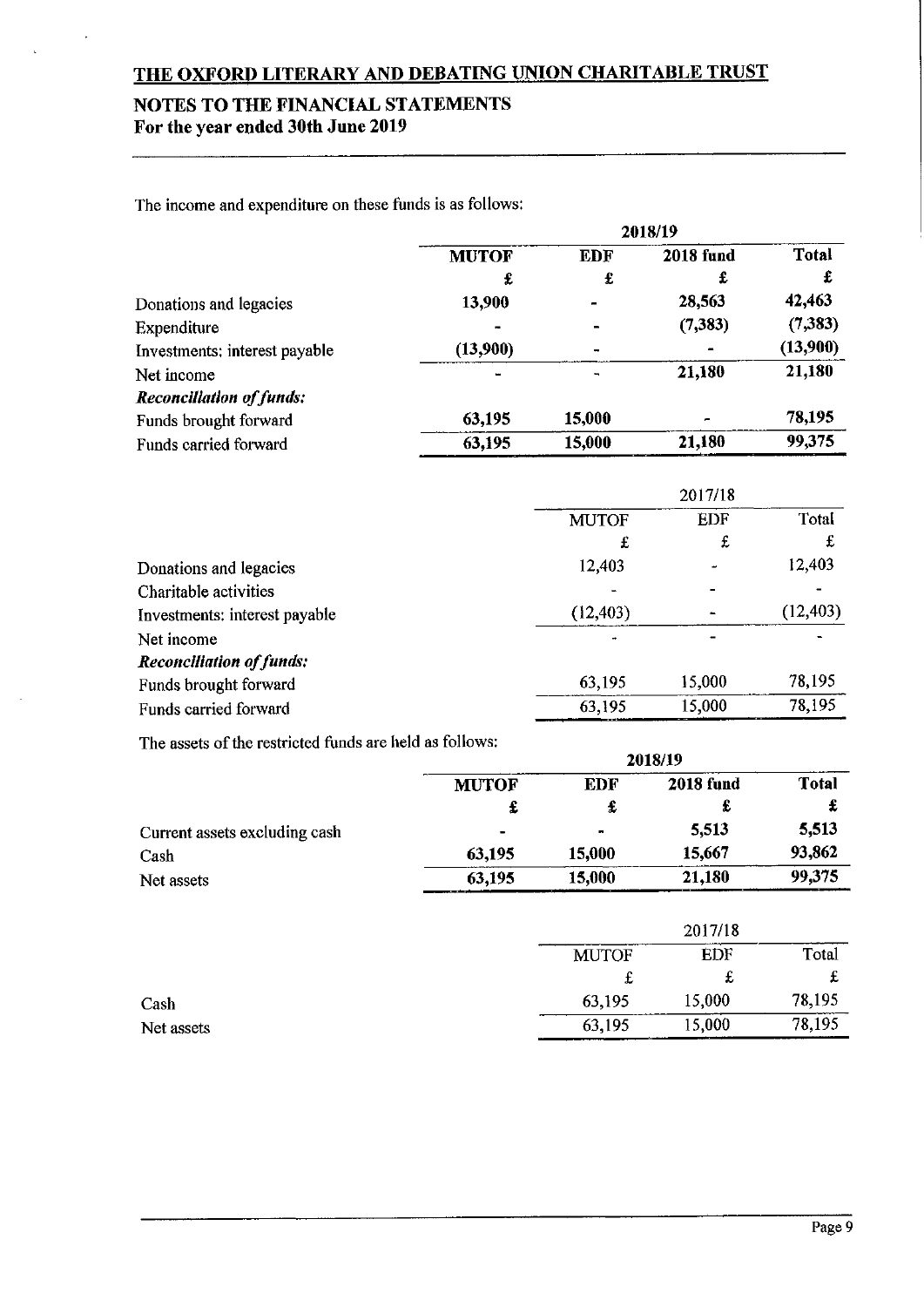# THE OXFORD LITERARY AND DEBATING UNION CHARITABLE TRUST

## NOTES TO THE FINANCIAL STATEMENTS
**For the year ended 30th June 2019**

The income and expenditure on these funds is as follows:

| | 2018/19 | | | |
|---|---|---|---|---|
| | **MUTOF** | **EDF** | **2018 fund** | **Total** |
| | **£** | **£** | **£** | **£** |
| Donations and legacies | **13,900** | **-** | **28,563** | **42,463** |
| Expenditure | **-** | **-** | **(7,383)** | **(7,383)** |
| Investments: interest payable | **(13,900)** | **-** | **-** | **(13,900)** |
| Net income | **-** | **-** | **21,180** | **21,180** |
| ***Reconciliation of funds:*** | | | | |
| Funds brought forward | **63,195** | **15,000** | **-** | **78,195** |
| Funds carried forward | **63,195** | **15,000** | **21,180** | **99,375** |

| | 2017/18 | | |
|---|---|---|---|
| | MUTOF | EDF | Total |
| | £ | £ | £ |
| Donations and legacies | 12,403 | - | 12,403 |
| Charitable activities | - | - | - |
| Investments: interest payable | (12,403) | - | (12,403) |
| Net income | - | - | - |
| ***Reconciliation of funds:*** | | | |
| Funds brought forward | 63,195 | 15,000 | 78,195 |
| Funds carried forward | 63,195 | 15,000 | 78,195 |

The assets of the restricted funds are held as follows:

| | 2018/19 | | | |
|---|---|---|---|---|
| | **MUTOF** | **EDF** | **2018 fund** | **Total** |
| | **£** | **£** | **£** | **£** |
| Current assets excluding cash | **-** | **-** | **5,513** | **5,513** |
| Cash | **63,195** | **15,000** | **15,667** | **93,862** |
| Net assets | **63,195** | **15,000** | **21,180** | **99,375** |

| | 2017/18 | | |
|---|---|---|---|
| | MUTOF | EDF | Total |
| | £ | £ | £ |
| Cash | 63,195 | 15,000 | 78,195 |
| Net assets | 63,195 | 15,000 | 78,195 |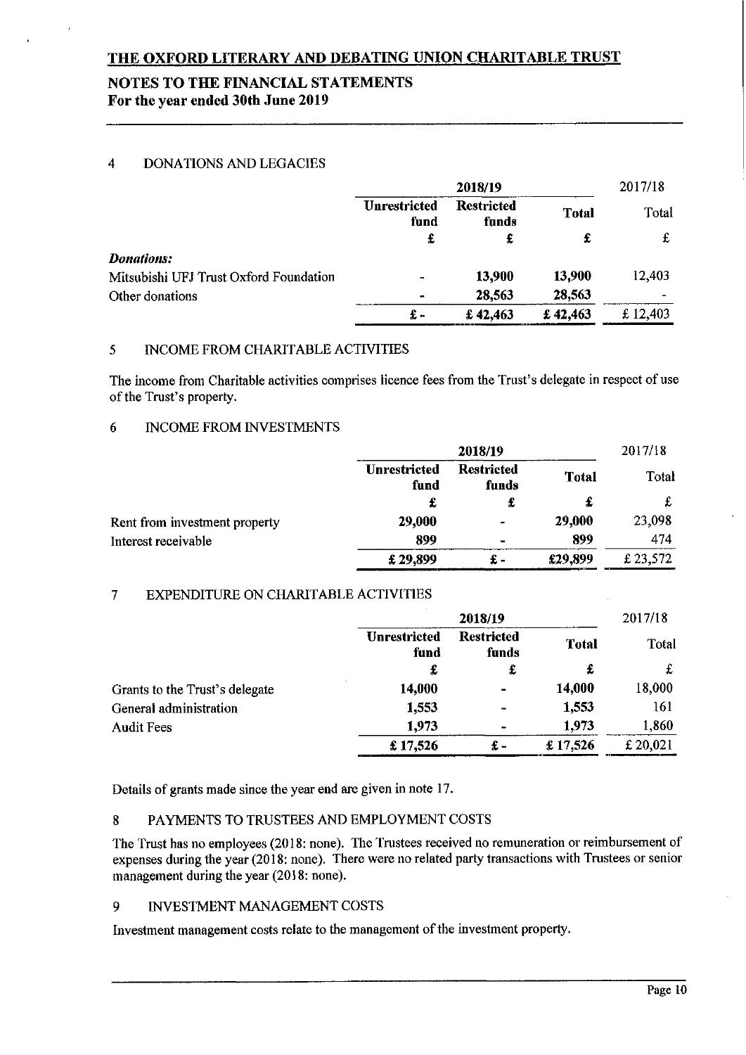# THE OXFORD LITERARY AND DEBATING UNION CHARITABLE TRUST

## NOTES TO THE FINANCIAL STATEMENTS
**For the year ended 30th June 2019**

### 4 DONATIONS AND LEGACIES

| | 2018/19 | | | 2017/18 |
|---|---|---|---|---|
| | **Unrestricted fund** | **Restricted funds** | **Total** | Total |
| | **£** | **£** | **£** | £ |
| ***Donations:*** | | | | |
| Mitsubishi UFJ Trust Oxford Foundation | - | **13,900** | **13,900** | 12,403 |
| Other donations | - | **28,563** | **28,563** | - |
| | **£ -** | **£ 42,463** | **£ 42,463** | £ 12,403 |

### 5 INCOME FROM CHARITABLE ACTIVITIES

The income from Charitable activities comprises licence fees from the Trust's delegate in respect of use of the Trust's property.

### 6 INCOME FROM INVESTMENTS

| | 2018/19 | | | 2017/18 |
|---|---|---|---|---|
| | **Unrestricted fund** | **Restricted funds** | **Total** | Total |
| | **£** | **£** | **£** | £ |
| Rent from investment property | **29,000** | - | **29,000** | 23,098 |
| Interest receivable | **899** | - | **899** | 474 |
| | **£ 29,899** | **£ -** | **£29,899** | £ 23,572 |

### 7 EXPENDITURE ON CHARITABLE ACTIVITIES

| | 2018/19 | | | 2017/18 |
|---|---|---|---|---|
| | **Unrestricted fund** | **Restricted funds** | **Total** | Total |
| | **£** | **£** | **£** | £ |
| Grants to the Trust's delegate | **14,000** | - | **14,000** | 18,000 |
| General administration | **1,553** | - | **1,553** | 161 |
| Audit Fees | **1,973** | - | **1,973** | 1,860 |
| | **£ 17,526** | **£ -** | **£ 17,526** | £ 20,021 |

Details of grants made since the year end are given in note 17.

### 8 PAYMENTS TO TRUSTEES AND EMPLOYMENT COSTS

The Trust has no employees (2018: none). The Trustees received no remuneration or reimbursement of expenses during the year (2018: none). There were no related party transactions with Trustees or senior management during the year (2018: none).

### 9 INVESTMENT MANAGEMENT COSTS

Investment management costs relate to the management of the investment property.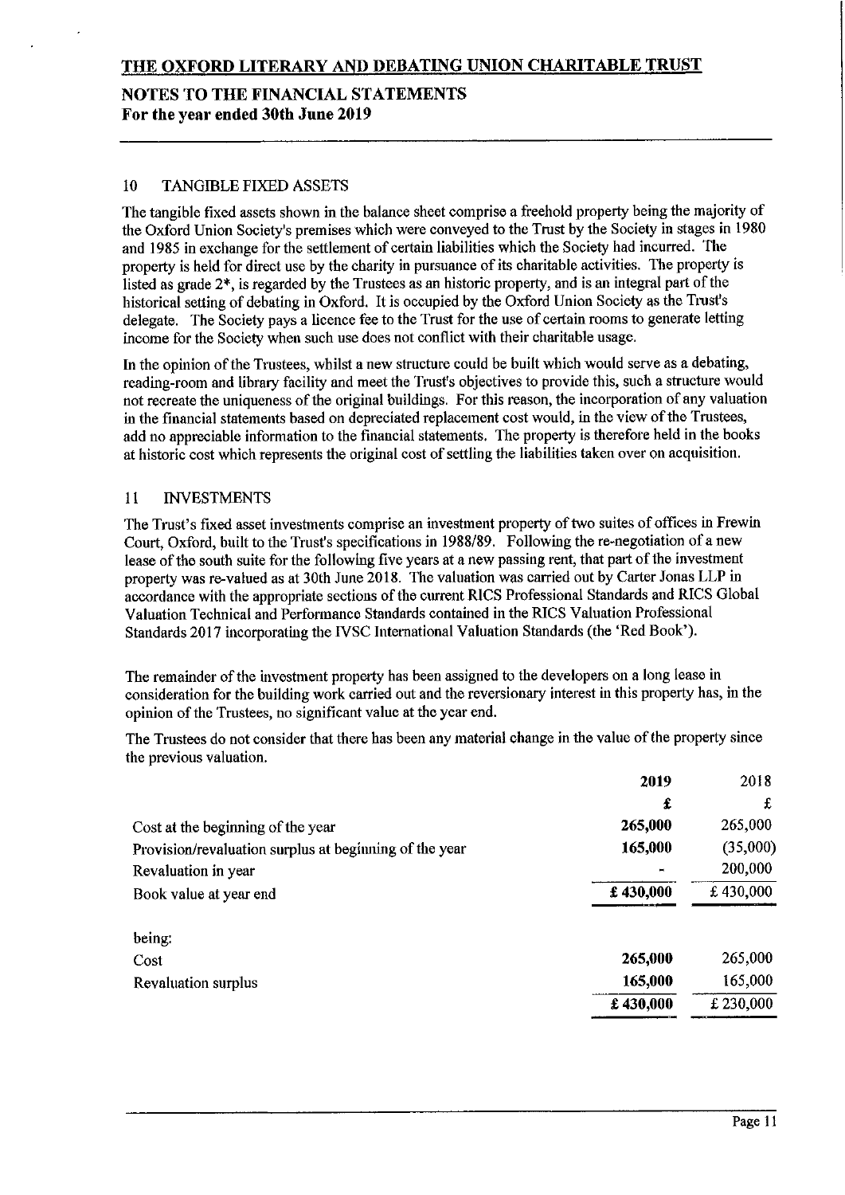# THE OXFORD LITERARY AND DEBATING UNION CHARITABLE TRUST

## NOTES TO THE FINANCIAL STATEMENTS
**For the year ended 30th June 2019**

### 10 TANGIBLE FIXED ASSETS

The tangible fixed assets shown in the balance sheet comprise a freehold property being the majority of the Oxford Union Society's premises which were conveyed to the Trust by the Society in stages in 1980 and 1985 in exchange for the settlement of certain liabilities which the Society had incurred. The property is held for direct use by the charity in pursuance of its charitable activities. The property is listed as grade 2*, is regarded by the Trustees as an historic property, and is an integral part of the historical setting of debating in Oxford. It is occupied by the Oxford Union Society as the Trust's delegate. The Society pays a licence fee to the Trust for the use of certain rooms to generate letting income for the Society when such use does not conflict with their charitable usage.

In the opinion of the Trustees, whilst a new structure could be built which would serve as a debating, reading-room and library facility and meet the Trust's objectives to provide this, such a structure would not recreate the uniqueness of the original buildings. For this reason, the incorporation of any valuation in the financial statements based on depreciated replacement cost would, in the view of the Trustees, add no appreciable information to the financial statements. The property is therefore held in the books at historic cost which represents the original cost of settling the liabilities taken over on acquisition.

### 11 INVESTMENTS

The Trust's fixed asset investments comprise an investment property of two suites of offices in Frewin Court, Oxford, built to the Trust's specifications in 1988/89. Following the re-negotiation of a new lease of the south suite for the following five years at a new passing rent, that part of the investment property was re-valued as at 30th June 2018. The valuation was carried out by Carter Jonas LLP in accordance with the appropriate sections of the current RICS Professional Standards and RICS Global Valuation Technical and Performance Standards contained in the RICS Valuation Professional Standards 2017 incorporating the IVSC International Valuation Standards (the 'Red Book').

The remainder of the investment property has been assigned to the developers on a long lease in consideration for the building work carried out and the reversionary interest in this property has, in the opinion of the Trustees, no significant value at the year end.

The Trustees do not consider that there has been any material change in the value of the property since the previous valuation.

| | 2019 | 2018 |
|---|---|---|
| | £ | £ |
| Cost at the beginning of the year | 265,000 | 265,000 |
| Provision/revaluation surplus at beginning of the year | 165,000 | (35,000) |
| Revaluation in year | - | 200,000 |
| Book value at year end | £ 430,000 | £ 430,000 |
| | | |
| being: | | |
| Cost | 265,000 | 265,000 |
| Revaluation surplus | 165,000 | 165,000 |
| | £ 430,000 | £ 230,000 |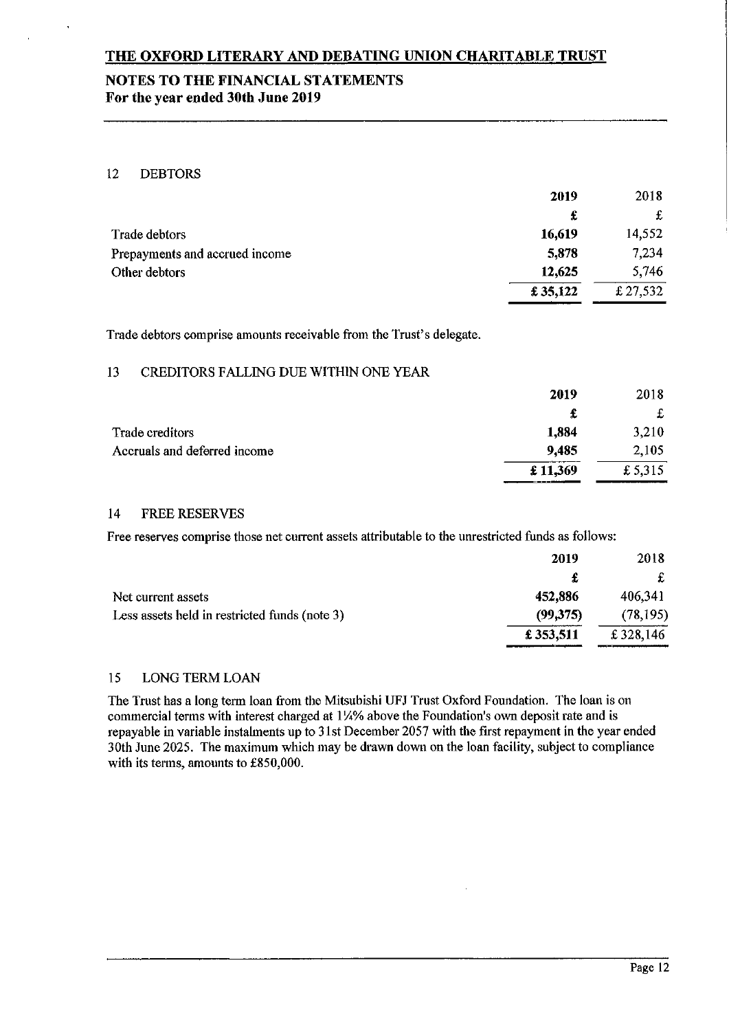# THE OXFORD LITERARY AND DEBATING UNION CHARITABLE TRUST

## NOTES TO THE FINANCIAL STATEMENTS
**For the year ended 30th June 2019**

### 12 DEBTORS

| | **2019** | 2018 |
|---|---|---|
| | **£** | £ |
| Trade debtors | **16,619** | 14,552 |
| Prepayments and accrued income | **5,878** | 7,234 |
| Other debtors | **12,625** | 5,746 |
| | **£ 35,122** | £ 27,532 |

Trade debtors comprise amounts receivable from the Trust's delegate.

### 13 CREDITORS FALLING DUE WITHIN ONE YEAR

| | **2019** | 2018 |
|---|---|---|
| | **£** | £ |
| Trade creditors | **1,884** | 3,210 |
| Accruals and deferred income | **9,485** | 2,105 |
| | **£ 11,369** | £ 5,315 |

### 14 FREE RESERVES

Free reserves comprise those net current assets attributable to the unrestricted funds as follows:

| | **2019** | 2018 |
|---|---|---|
| | **£** | £ |
| Net current assets | **452,886** | 406,341 |
| Less assets held in restricted funds (note 3) | **(99,375)** | (78,195) |
| | **£ 353,511** | £ 328,146 |

### 15 LONG TERM LOAN

The Trust has a long term loan from the Mitsubishi UFJ Trust Oxford Foundation. The loan is on commercial terms with interest charged at 1¼% above the Foundation's own deposit rate and is repayable in variable instalments up to 31st December 2057 with the first repayment in the year ended 30th June 2025. The maximum which may be drawn down on the loan facility, subject to compliance with its terms, amounts to £850,000.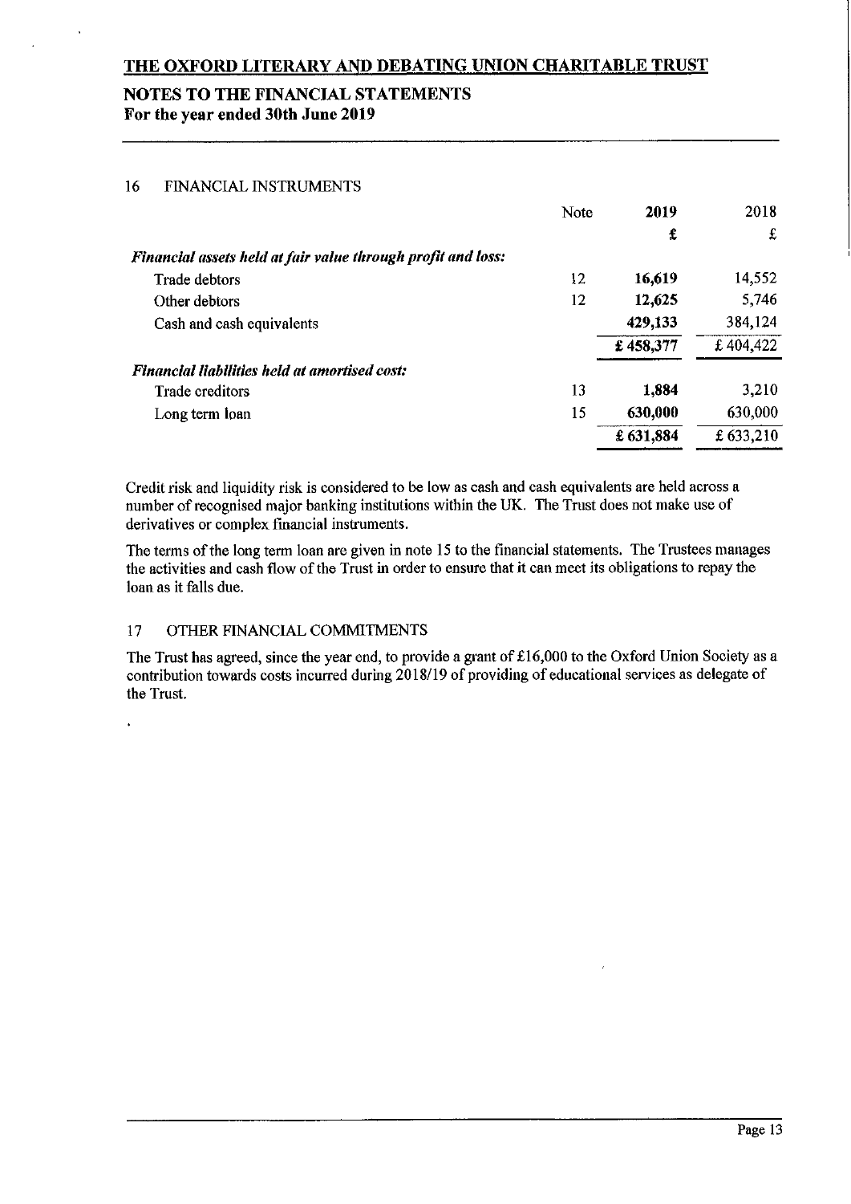## 16 FINANCIAL INSTRUMENTS

| | Note | 2019 | 2018 |
|---|---|---|---|
| | | **£** | £ |
| ***Financial assets held at fair value through profit and loss:*** | | | |
| Trade debtors | 12 | **16,619** | 14,552 |
| Other debtors | 12 | **12,625** | 5,746 |
| Cash and cash equivalents | | **429,133** | 384,124 |
| | | **£ 458,377** | £ 404,422 |
| ***Financial liabilities held at amortised cost:*** | | | |
| Trade creditors | 13 | **1,884** | 3,210 |
| Long term loan | 15 | **630,000** | 630,000 |
| | | **£ 631,884** | £ 633,210 |

Credit risk and liquidity risk is considered to be low as cash and cash equivalents are held across a number of recognised major banking institutions within the UK. The Trust does not make use of derivatives or complex financial instruments.

The terms of the long term loan are given in note 15 to the financial statements. The Trustees manages the activities and cash flow of the Trust in order to ensure that it can meet its obligations to repay the loan as it falls due.

## 17 OTHER FINANCIAL COMMITMENTS

The Trust has agreed, since the year end, to provide a grant of £16,000 to the Oxford Union Society as a contribution towards costs incurred during 2018/19 of providing of educational services as delegate of the Trust.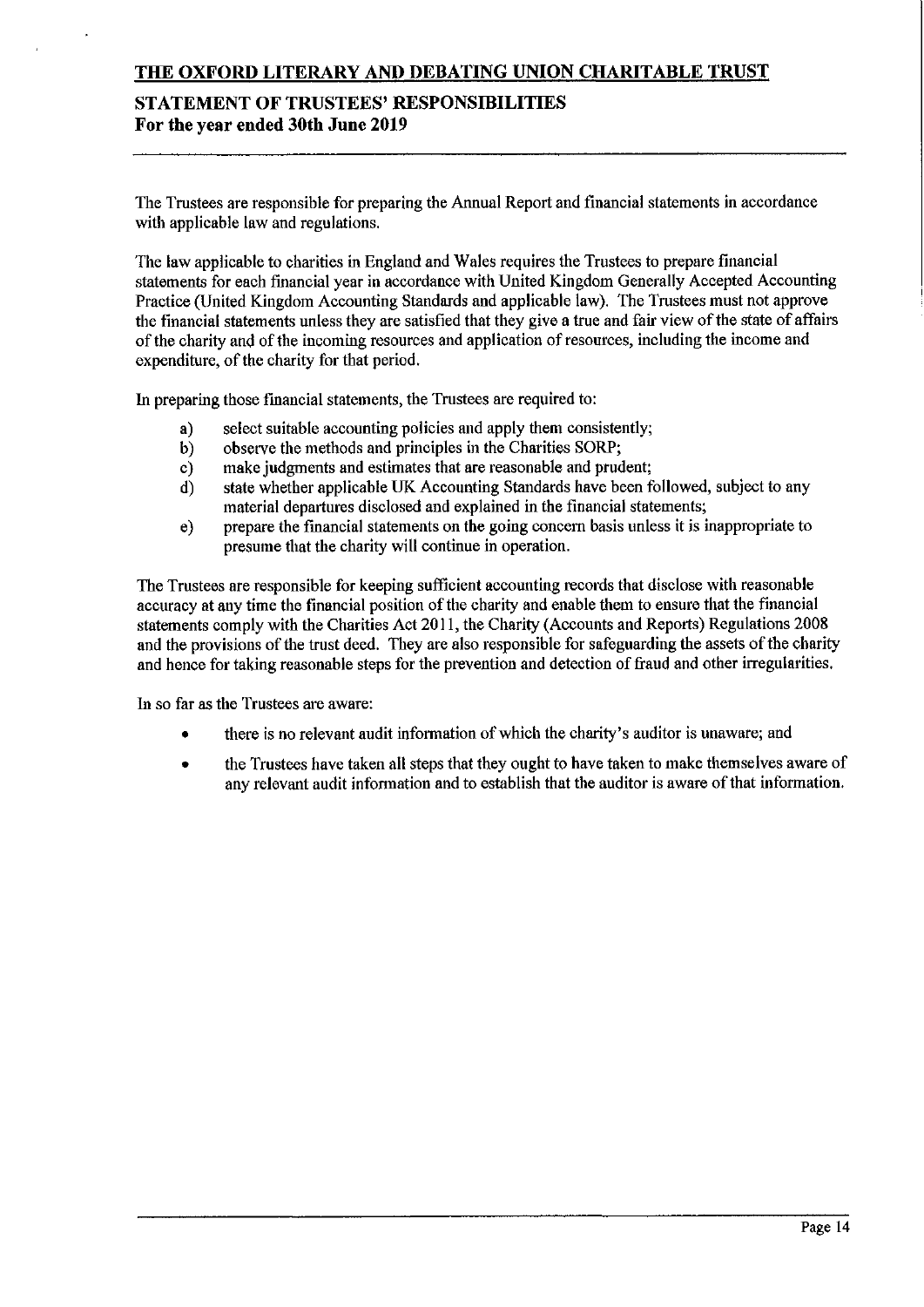# THE OXFORD LITERARY AND DEBATING UNION CHARITABLE TRUST

## STATEMENT OF TRUSTEES' RESPONSIBILITIES
**For the year ended 30th June 2019**

The Trustees are responsible for preparing the Annual Report and financial statements in accordance with applicable law and regulations.

The law applicable to charities in England and Wales requires the Trustees to prepare financial statements for each financial year in accordance with United Kingdom Generally Accepted Accounting Practice (United Kingdom Accounting Standards and applicable law). The Trustees must not approve the financial statements unless they are satisfied that they give a true and fair view of the state of affairs of the charity and of the incoming resources and application of resources, including the income and expenditure, of the charity for that period.

In preparing those financial statements, the Trustees are required to:

a) select suitable accounting policies and apply them consistently;
b) observe the methods and principles in the Charities SORP;
c) make judgments and estimates that are reasonable and prudent;
d) state whether applicable UK Accounting Standards have been followed, subject to any material departures disclosed and explained in the financial statements;
e) prepare the financial statements on the going concern basis unless it is inappropriate to presume that the charity will continue in operation.

The Trustees are responsible for keeping sufficient accounting records that disclose with reasonable accuracy at any time the financial position of the charity and enable them to ensure that the financial statements comply with the Charities Act 2011, the Charity (Accounts and Reports) Regulations 2008 and the provisions of the trust deed. They are also responsible for safeguarding the assets of the charity and hence for taking reasonable steps for the prevention and detection of fraud and other irregularities.

In so far as the Trustees are aware:

- there is no relevant audit information of which the charity's auditor is unaware; and
- the Trustees have taken all steps that they ought to have taken to make themselves aware of any relevant audit information and to establish that the auditor is aware of that information.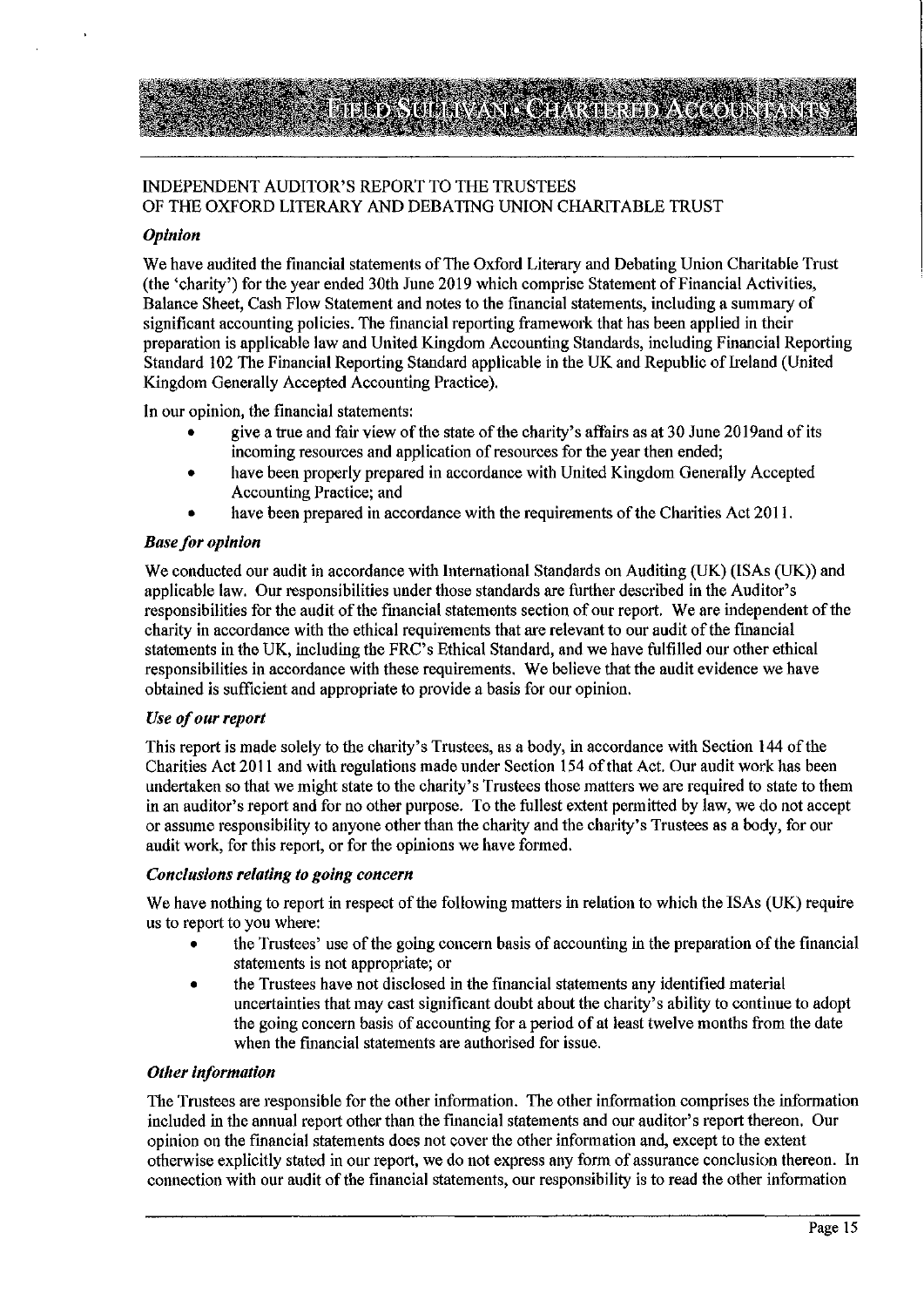FIELD SULLIVAN · CHARTERED ACCOUNTANTS

INDEPENDENT AUDITOR'S REPORT TO THE TRUSTEES
OF THE OXFORD LITERARY AND DEBATING UNION CHARITABLE TRUST

***Opinion***

We have audited the financial statements of The Oxford Literary and Debating Union Charitable Trust (the 'charity') for the year ended 30th June 2019 which comprise Statement of Financial Activities, Balance Sheet, Cash Flow Statement and notes to the financial statements, including a summary of significant accounting policies. The financial reporting framework that has been applied in their preparation is applicable law and United Kingdom Accounting Standards, including Financial Reporting Standard 102 The Financial Reporting Standard applicable in the UK and Republic of Ireland (United Kingdom Generally Accepted Accounting Practice).

In our opinion, the financial statements:

- give a true and fair view of the state of the charity's affairs as at 30 June 2019and of its incoming resources and application of resources for the year then ended;
- have been properly prepared in accordance with United Kingdom Generally Accepted Accounting Practice; and
- have been prepared in accordance with the requirements of the Charities Act 2011.

***Base for opinion***

We conducted our audit in accordance with International Standards on Auditing (UK) (ISAs (UK)) and applicable law. Our responsibilities under those standards are further described in the Auditor's responsibilities for the audit of the financial statements section of our report. We are independent of the charity in accordance with the ethical requirements that are relevant to our audit of the financial statements in the UK, including the FRC's Ethical Standard, and we have fulfilled our other ethical responsibilities in accordance with these requirements. We believe that the audit evidence we have obtained is sufficient and appropriate to provide a basis for our opinion.

***Use of our report***

This report is made solely to the charity's Trustees, as a body, in accordance with Section 144 of the Charities Act 2011 and with regulations made under Section 154 of that Act. Our audit work has been undertaken so that we might state to the charity's Trustees those matters we are required to state to them in an auditor's report and for no other purpose. To the fullest extent permitted by law, we do not accept or assume responsibility to anyone other than the charity and the charity's Trustees as a body, for our audit work, for this report, or for the opinions we have formed.

***Conclusions relating to going concern***

We have nothing to report in respect of the following matters in relation to which the ISAs (UK) require us to report to you where:

- the Trustees' use of the going concern basis of accounting in the preparation of the financial statements is not appropriate; or
- the Trustees have not disclosed in the financial statements any identified material uncertainties that may cast significant doubt about the charity's ability to continue to adopt the going concern basis of accounting for a period of at least twelve months from the date when the financial statements are authorised for issue.

***Other information***

The Trustees are responsible for the other information. The other information comprises the information included in the annual report other than the financial statements and our auditor's report thereon. Our opinion on the financial statements does not cover the other information and, except to the extent otherwise explicitly stated in our report, we do not express any form of assurance conclusion thereon. In connection with our audit of the financial statements, our responsibility is to read the other information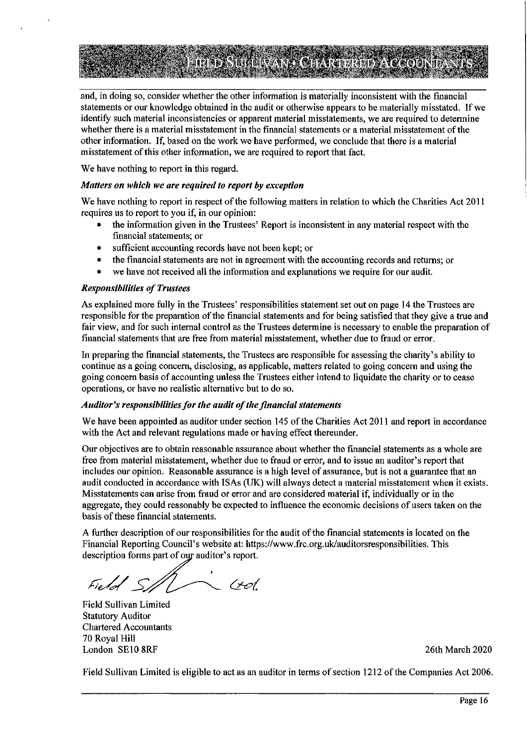and, in doing so, consider whether the other information is materially inconsistent with the financial statements or our knowledge obtained in the audit or otherwise appears to be materially misstated. If we identify such material inconsistencies or apparent material misstatements, we are required to determine whether there is a material misstatement in the financial statements or a material misstatement of the other information. If, based on the work we have performed, we conclude that there is a material misstatement of this other information, we are required to report that fact.

We have nothing to report in this regard.

***Matters on which we are required to report by exception***

We have nothing to report in respect of the following matters in relation to which the Charities Act 2011 requires us to report to you if, in our opinion:

- the information given in the Trustees' Report is inconsistent in any material respect with the financial statements; or
- sufficient accounting records have not been kept; or
- the financial statements are not in agreement with the accounting records and returns; or
- we have not received all the information and explanations we require for our audit.

***Responsibilities of Trustees***

As explained more fully in the Trustees' responsibilities statement set out on page 14 the Trustees are responsible for the preparation of the financial statements and for being satisfied that they give a true and fair view, and for such internal control as the Trustees determine is necessary to enable the preparation of financial statements that are free from material misstatement, whether due to fraud or error.

In preparing the financial statements, the Trustees are responsible for assessing the charity's ability to continue as a going concern, disclosing, as applicable, matters related to going concern and using the going concern basis of accounting unless the Trustees either intend to liquidate the charity or to cease operations, or have no realistic alternative but to do so.

***Auditor's responsibilities for the audit of the financial statements***

We have been appointed as auditor under section 145 of the Charities Act 2011 and report in accordance with the Act and relevant regulations made or having effect thereunder.

Our objectives are to obtain reasonable assurance about whether the financial statements as a whole are free from material misstatement, whether due to fraud or error, and to issue an auditor's report that includes our opinion. Reasonable assurance is a high level of assurance, but is not a guarantee that an audit conducted in accordance with ISAs (UK) will always detect a material misstatement when it exists. Misstatements can arise from fraud or error and are considered material if, individually or in the aggregate, they could reasonably be expected to influence the economic decisions of users taken on the basis of these financial statements.

A further description of our responsibilities for the audit of the financial statements is located on the Financial Reporting Council's website at: https://www.frc.org.uk/auditorsresponsibilities. This description forms part of our auditor's report.

Field Sullivan Ltd.

Field Sullivan Limited
Statutory Auditor
Chartered Accountants
70 Royal Hill
London SE10 8RF

26th March 2020

Field Sullivan Limited is eligible to act as an auditor in terms of section 1212 of the Companies Act 2006.